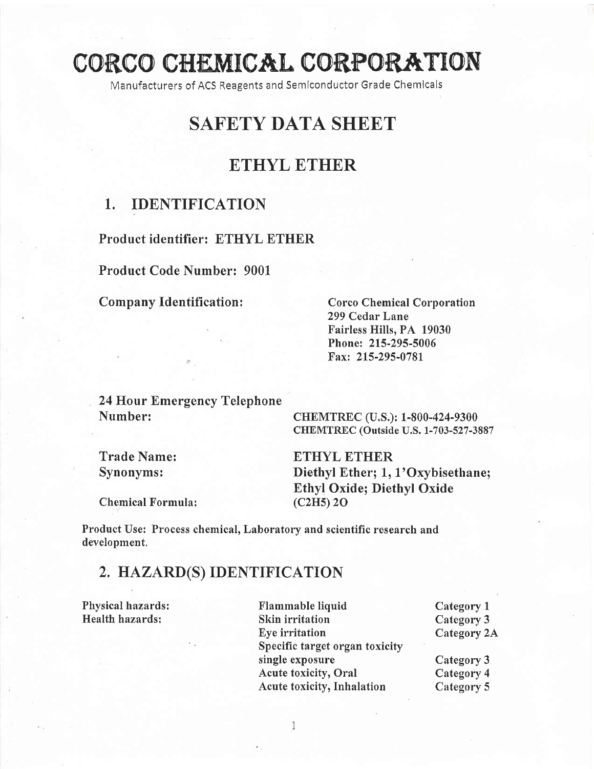# CORCO CHEMICAL CORPORATION

Manufacturers of ACS Reagents and Semiconductor Grade Chemicals

# SAFETY DATA SHEET

## ETHYL ETHER

## 1. IDENTIFICATION

**Product identifier: ETHYL ETHER**

**Product Code Number: 9001**

**Company Identification:**

Corco Chemical Corporation
299 Cedar Lane
Fairless Hills, PA 19030
Phone: 215-295-5006
Fax: 215-295-0781

**24 Hour Emergency Telephone Number:**

CHEMTREC (U.S.): 1-800-424-9300
CHEMTREC (Outside U.S. 1-703-527-3887

**Trade Name:** ETHYL ETHER

**Synonyms:** Diethyl Ether; 1, 1'Oxybisethane; Ethyl Oxide; Diethyl Oxide

**Chemical Formula:** $(C_2H_5)_2O$

**Product Use: Process chemical, Laboratory and scientific research and development.**

## 2. HAZARD(S) IDENTIFICATION

| | | |
|---|---|---|
| Physical hazards: | Flammable liquid | Category 1 |
| Health hazards: | Skin irritation | Category 3 |
| | Eye irritation | Category 2A |
| | Specific target organ toxicity single exposure | Category 3 |
| | Acute toxicity, Oral | Category 4 |
| | Acute toxicity, Inhalation | Category 5 |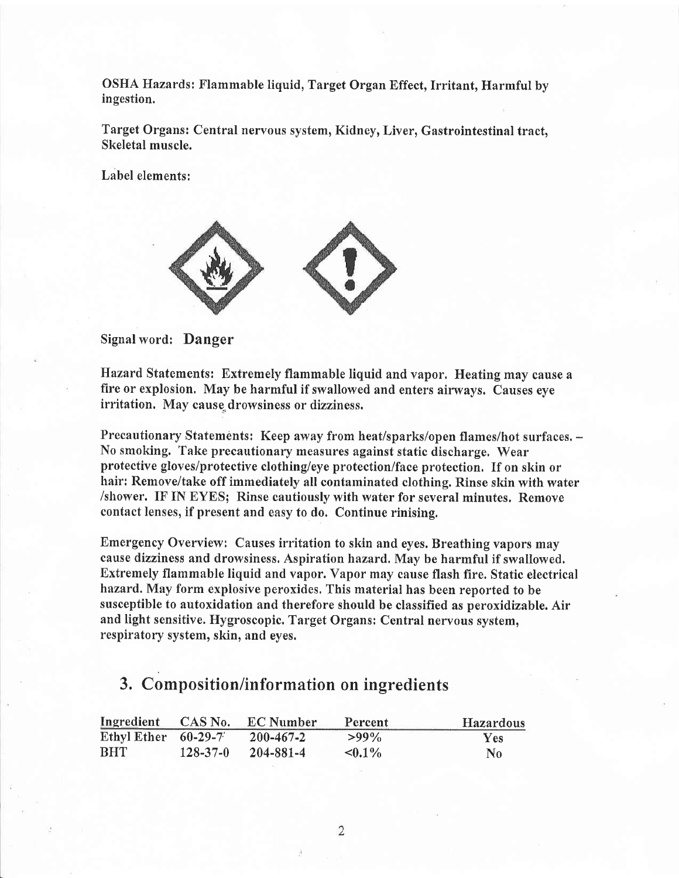OSHA Hazards: Flammable liquid, Target Organ Effect, Irritant, Harmful by ingestion.

Target Organs: Central nervous system, Kidney, Liver, Gastrointestinal tract, Skeletal muscle.

Label elements:

Signal word: **Danger**

Hazard Statements: Extremely flammable liquid and vapor. Heating may cause a fire or explosion. May be harmful if swallowed and enters airways. Causes eye irritation. May cause drowsiness or dizziness.

Precautionary Statements: Keep away from heat/sparks/open flames/hot surfaces. – No smoking. Take precautionary measures against static discharge. Wear protective gloves/protective clothing/eye protection/face protection. If on skin or hair: Remove/take off immediately all contaminated clothing. Rinse skin with water /shower. IF IN EYES; Rinse cautiously with water for several minutes. Remove contact lenses, if present and easy to do. Continue rinising.

Emergency Overview: Causes irritation to skin and eyes. Breathing vapors may cause dizziness and drowsiness. Aspiration hazard. May be harmful if swallowed. Extremely flammable liquid and vapor. Vapor may cause flash fire. Static electrical hazard. May form explosive peroxides. This material has been reported to be susceptible to autoxidation and therefore should be classified as peroxidizable. Air and light sensitive. Hygroscopic. Target Organs: Central nervous system, respiratory system, skin, and eyes.

## 3. Composition/information on ingredients

| Ingredient | CAS No. | EC Number | Percent | Hazardous |
|---|---|---|---|---|
| Ethyl Ether | 60-29-7 | 200-467-2 | >99% | Yes |
| BHT | 128-37-0 | 204-881-4 | <0.1% | No |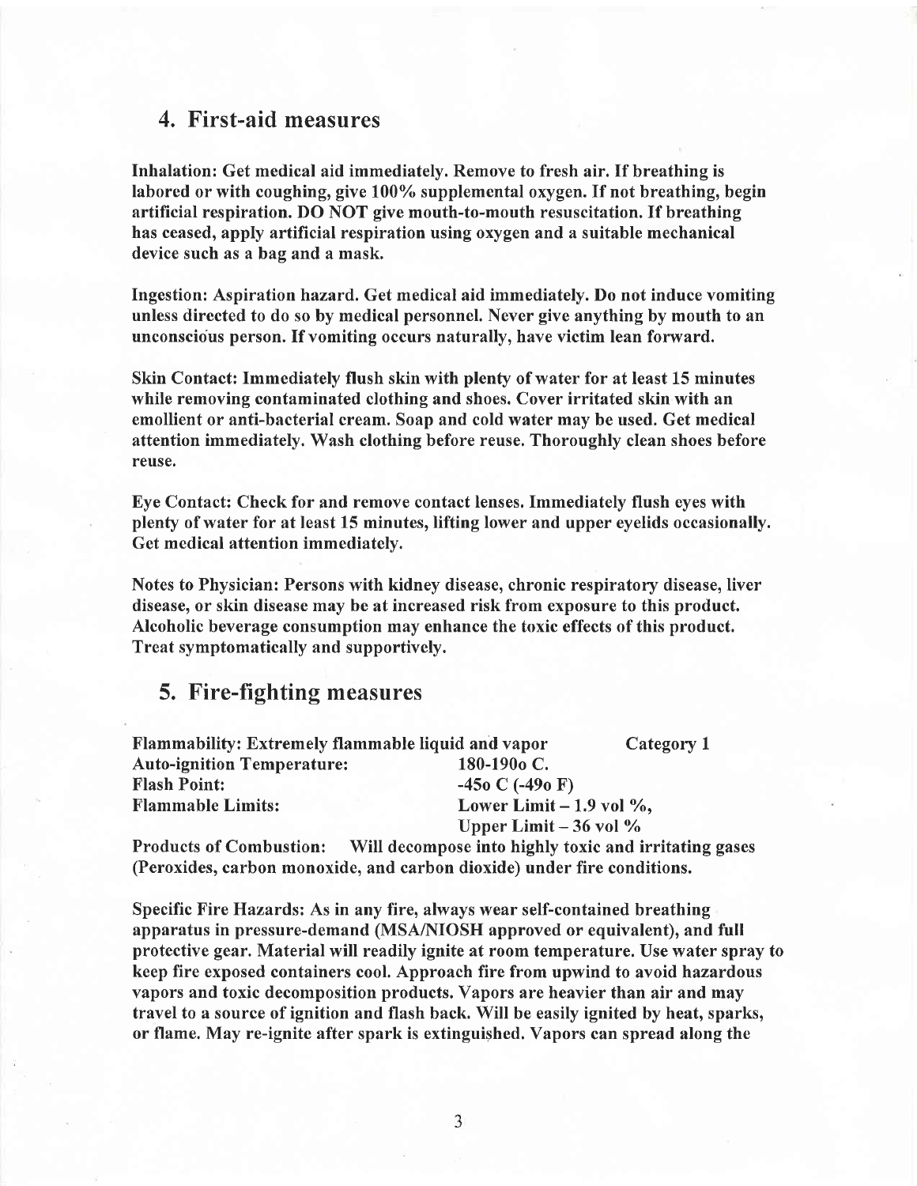## 4. First-aid measures

**Inhalation: Get medical aid immediately. Remove to fresh air. If breathing is labored or with coughing, give 100% supplemental oxygen. If not breathing, begin artificial respiration. DO NOT give mouth-to-mouth resuscitation. If breathing has ceased, apply artificial respiration using oxygen and a suitable mechanical device such as a bag and a mask.**

**Ingestion: Aspiration hazard. Get medical aid immediately. Do not induce vomiting unless directed to do so by medical personnel. Never give anything by mouth to an unconscious person. If vomiting occurs naturally, have victim lean forward.**

**Skin Contact: Immediately flush skin with plenty of water for at least 15 minutes while removing contaminated clothing and shoes. Cover irritated skin with an emollient or anti-bacterial cream. Soap and cold water may be used. Get medical attention immediately. Wash clothing before reuse. Thoroughly clean shoes before reuse.**

**Eye Contact: Check for and remove contact lenses. Immediately flush eyes with plenty of water for at least 15 minutes, lifting lower and upper eyelids occasionally. Get medical attention immediately.**

**Notes to Physician: Persons with kidney disease, chronic respiratory disease, liver disease, or skin disease may be at increased risk from exposure to this product. Alcoholic beverage consumption may enhance the toxic effects of this product. Treat symptomatically and supportively.**

## 5. Fire-fighting measures

**Flammability: Extremely flammable liquid and vapor — Category 1**
**Auto-ignition Temperature: 180-190o C.**
**Flash Point: -45o C (-49o F)**
**Flammable Limits: Lower Limit – 1.9 vol %, Upper Limit – 36 vol %**

**Products of Combustion: Will decompose into highly toxic and irritating gases (Peroxides, carbon monoxide, and carbon dioxide) under fire conditions.**

**Specific Fire Hazards: As in any fire, always wear self-contained breathing apparatus in pressure-demand (MSA/NIOSH approved or equivalent), and full protective gear. Material will readily ignite at room temperature. Use water spray to keep fire exposed containers cool. Approach fire from upwind to avoid hazardous vapors and toxic decomposition products. Vapors are heavier than air and may travel to a source of ignition and flash back. Will be easily ignited by heat, sparks, or flame. May re-ignite after spark is extinguished. Vapors can spread along the**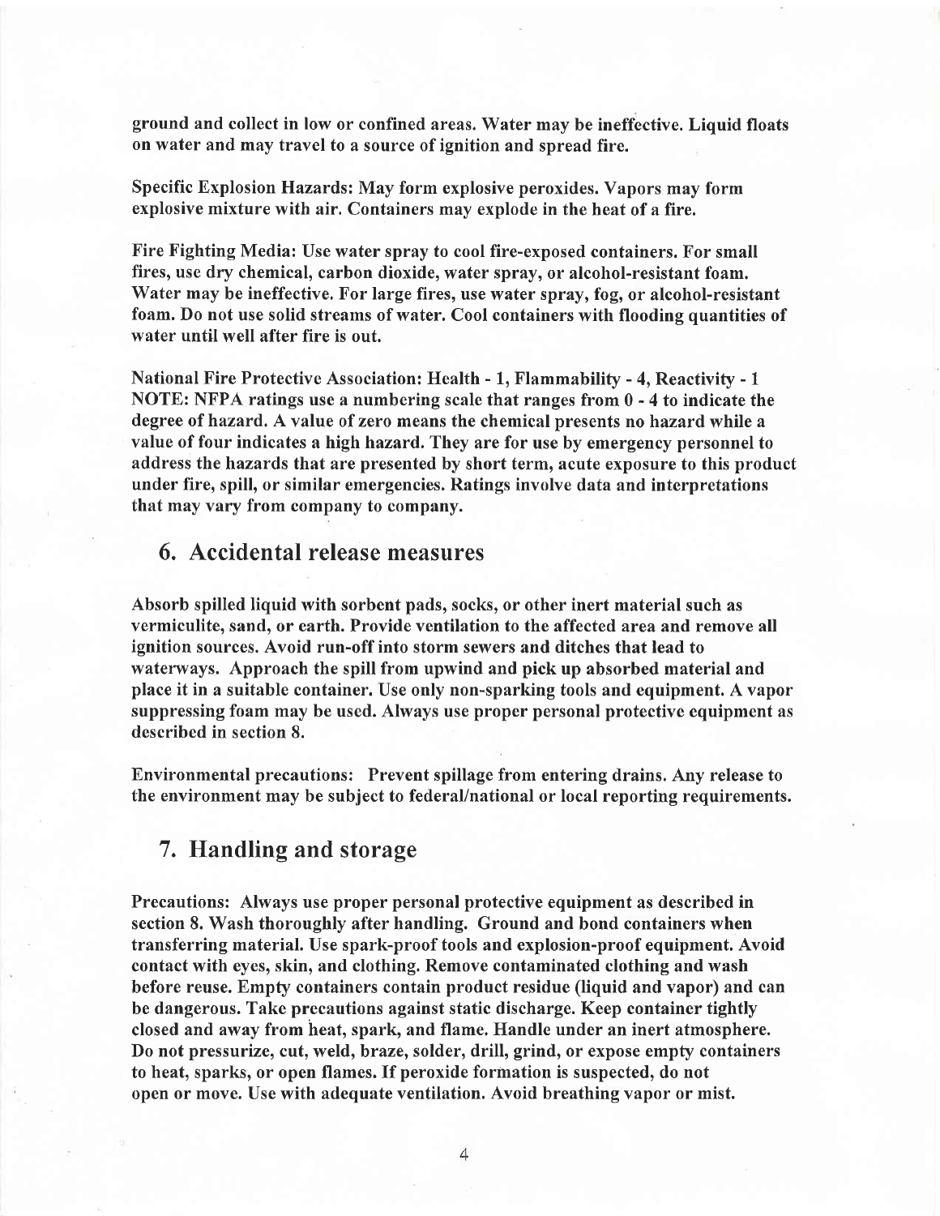ground and collect in low or confined areas. Water may be ineffective. Liquid floats on water and may travel to a source of ignition and spread fire.

Specific Explosion Hazards: May form explosive peroxides. Vapors may form explosive mixture with air. Containers may explode in the heat of a fire.

Fire Fighting Media: Use water spray to cool fire-exposed containers. For small fires, use dry chemical, carbon dioxide, water spray, or alcohol-resistant foam. Water may be ineffective. For large fires, use water spray, fog, or alcohol-resistant foam. Do not use solid streams of water. Cool containers with flooding quantities of water until well after fire is out.

National Fire Protective Association: Health - 1, Flammability - 4, Reactivity - 1
NOTE: NFPA ratings use a numbering scale that ranges from 0 - 4 to indicate the degree of hazard. A value of zero means the chemical presents no hazard while a value of four indicates a high hazard. They are for use by emergency personnel to address the hazards that are presented by short term, acute exposure to this product under fire, spill, or similar emergencies. Ratings involve data and interpretations that may vary from company to company.

## 6. Accidental release measures

Absorb spilled liquid with sorbent pads, socks, or other inert material such as vermiculite, sand, or earth. Provide ventilation to the affected area and remove all ignition sources. Avoid run-off into storm sewers and ditches that lead to waterways. Approach the spill from upwind and pick up absorbed material and place it in a suitable container. Use only non-sparking tools and equipment. A vapor suppressing foam may be used. Always use proper personal protective equipment as described in section 8.

Environmental precautions: Prevent spillage from entering drains. Any release to the environment may be subject to federal/national or local reporting requirements.

## 7. Handling and storage

Precautions: Always use proper personal protective equipment as described in section 8. Wash thoroughly after handling. Ground and bond containers when transferring material. Use spark-proof tools and explosion-proof equipment. Avoid contact with eyes, skin, and clothing. Remove contaminated clothing and wash before reuse. Empty containers contain product residue (liquid and vapor) and can be dangerous. Take precautions against static discharge. Keep container tightly closed and away from heat, spark, and flame. Handle under an inert atmosphere. Do not pressurize, cut, weld, braze, solder, drill, grind, or expose empty containers to heat, sparks, or open flames. If peroxide formation is suspected, do not open or move. Use with adequate ventilation. Avoid breathing vapor or mist.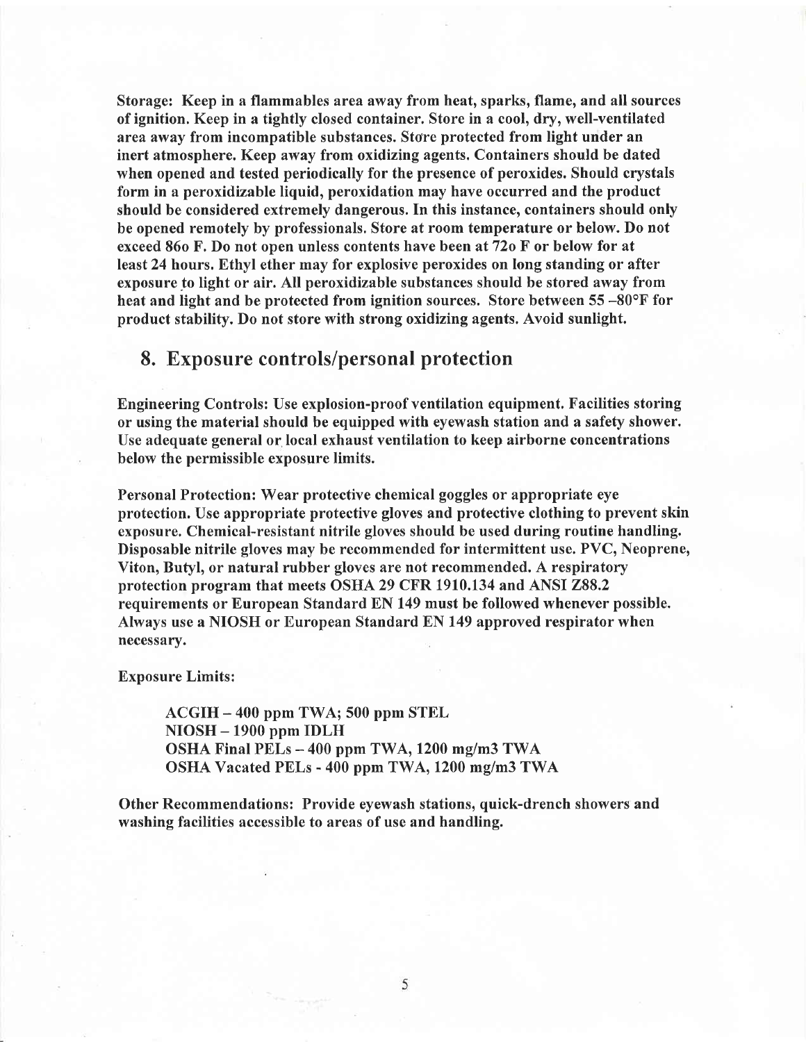**Storage:** Keep in a flammables area away from heat, sparks, flame, and all sources of ignition. Keep in a tightly closed container. Store in a cool, dry, well-ventilated area away from incompatible substances. Store protected from light under an inert atmosphere. Keep away from oxidizing agents. Containers should be dated when opened and tested periodically for the presence of peroxides. Should crystals form in a peroxidizable liquid, peroxidation may have occurred and the product should be considered extremely dangerous. In this instance, containers should only be opened remotely by professionals. Store at room temperature or below. Do not exceed 86o F. Do not open unless contents have been at 72o F or below for at least 24 hours. Ethyl ether may for explosive peroxides on long standing or after exposure to light or air. All peroxidizable substances should be stored away from heat and light and be protected from ignition sources. Store between 55 –80°F for product stability. Do not store with strong oxidizing agents. Avoid sunlight.

## 8. Exposure controls/personal protection

**Engineering Controls:** Use explosion-proof ventilation equipment. Facilities storing or using the material should be equipped with eyewash station and a safety shower. Use adequate general or local exhaust ventilation to keep airborne concentrations below the permissible exposure limits.

**Personal Protection:** Wear protective chemical goggles or appropriate eye protection. Use appropriate protective gloves and protective clothing to prevent skin exposure. Chemical-resistant nitrile gloves should be used during routine handling. Disposable nitrile gloves may be recommended for intermittent use. PVC, Neoprene, Viton, Butyl, or natural rubber gloves are not recommended. A respiratory protection program that meets OSHA 29 CFR 1910.134 and ANSI Z88.2 requirements or European Standard EN 149 must be followed whenever possible. Always use a NIOSH or European Standard EN 149 approved respirator when necessary.

**Exposure Limits:**

- ACGIH – 400 ppm TWA; 500 ppm STEL
- NIOSH – 1900 ppm IDLH
- OSHA Final PELs – 400 ppm TWA, 1200 mg/m3 TWA
- OSHA Vacated PELs - 400 ppm TWA, 1200 mg/m3 TWA

**Other Recommendations:** Provide eyewash stations, quick-drench showers and washing facilities accessible to areas of use and handling.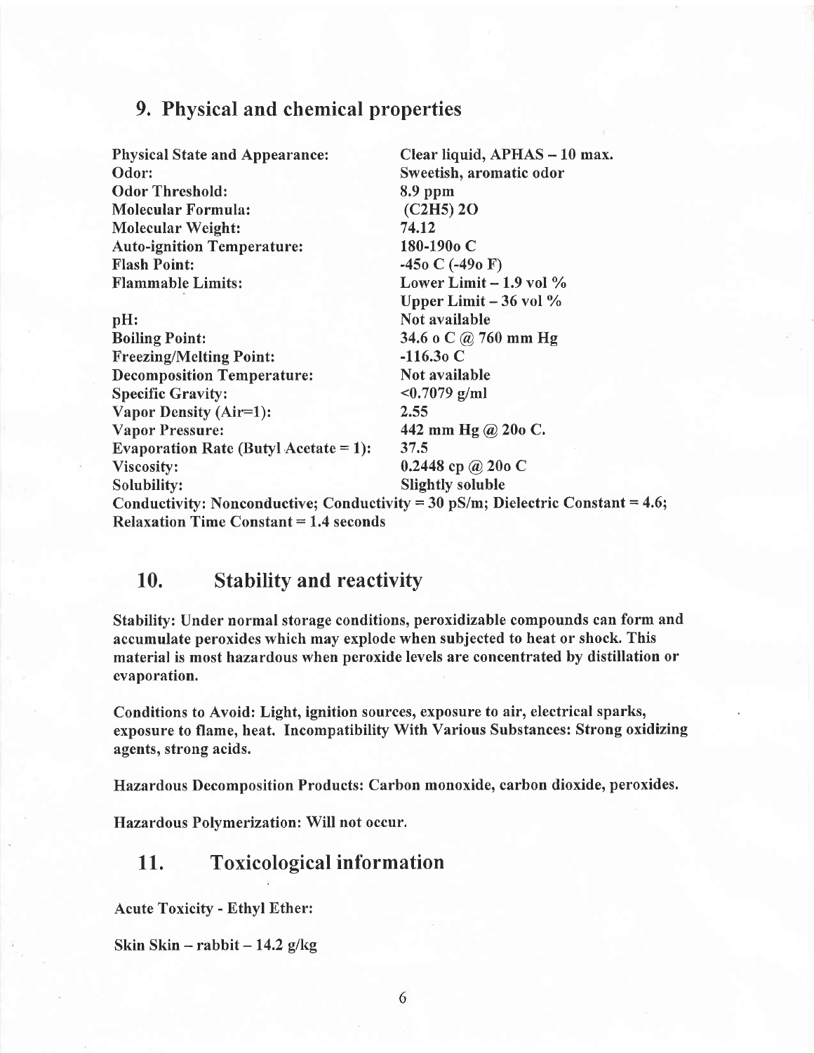## 9. Physical and chemical properties

| Property | Value |
| --- | --- |
| **Physical State and Appearance:** | **Clear liquid, APHAS – 10 max.** |
| **Odor:** | **Sweetish, aromatic odor** |
| **Odor Threshold:** | **8.9 ppm** |
| **Molecular Formula:** | **$(C_2H_5)_2O$** |
| **Molecular Weight:** | **74.12** |
| **Auto-ignition Temperature:** | **180-190o C** |
| **Flash Point:** | **-45o C (-49o F)** |
| **Flammable Limits:** | **Lower Limit – 1.9 vol %**<br>**Upper Limit – 36 vol %** |
| **pH:** | **Not available** |
| **Boiling Point:** | **34.6 o C @ 760 mm Hg** |
| **Freezing/Melting Point:** | **-116.3o C** |
| **Decomposition Temperature:** | **Not available** |
| **Specific Gravity:** | **<0.7079 g/ml** |
| **Vapor Density (Air=1):** | **2.55** |
| **Vapor Pressure:** | **442 mm Hg @ 20o C.** |
| **Evaporation Rate (Butyl Acetate = 1):** | **37.5** |
| **Viscosity:** | **0.2448 cp @ 20o C** |
| **Solubility:** | **Slightly soluble** |

**Conductivity: Nonconductive; Conductivity = 30 pS/m; Dielectric Constant = 4.6; Relaxation Time Constant = 1.4 seconds**

## 10. Stability and reactivity

**Stability: Under normal storage conditions, peroxidizable compounds can form and accumulate peroxides which may explode when subjected to heat or shock. This material is most hazardous when peroxide levels are concentrated by distillation or evaporation.**

**Conditions to Avoid: Light, ignition sources, exposure to air, electrical sparks, exposure to flame, heat. Incompatibility With Various Substances: Strong oxidizing agents, strong acids.**

**Hazardous Decomposition Products: Carbon monoxide, carbon dioxide, peroxides.**

**Hazardous Polymerization: Will not occur.**

## 11. Toxicological information

**Acute Toxicity - Ethyl Ether:**

**Skin Skin – rabbit – 14.2 g/kg**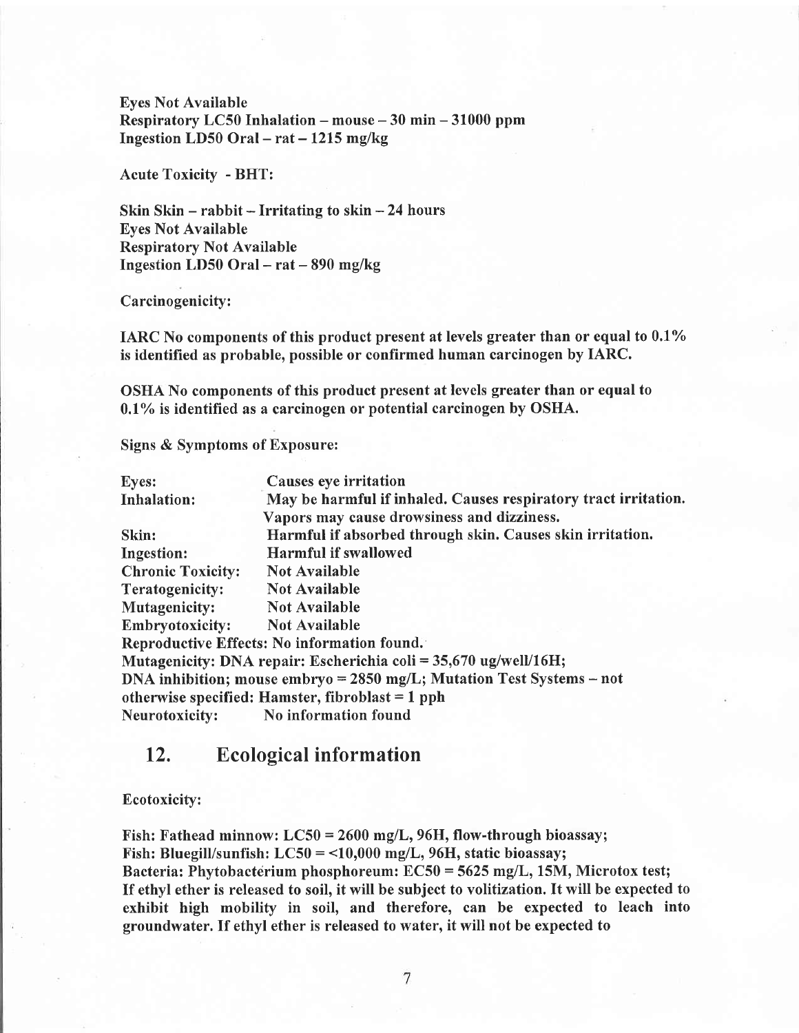**Eyes Not Available**
**Respiratory LC50 Inhalation – mouse – 30 min – 31000 ppm**
**Ingestion LD50 Oral – rat – 1215 mg/kg**

Acute Toxicity - BHT:

**Skin Skin – rabbit – Irritating to skin – 24 hours**
**Eyes Not Available**
**Respiratory Not Available**
**Ingestion LD50 Oral – rat – 890 mg/kg**

Carcinogenicity:

**IARC No components of this product present at levels greater than or equal to 0.1% is identified as probable, possible or confirmed human carcinogen by IARC.**

**OSHA No components of this product present at levels greater than or equal to 0.1% is identified as a carcinogen or potential carcinogen by OSHA.**

Signs & Symptoms of Exposure:

| | |
|---|---|
| **Eyes:** | **Causes eye irritation** |
| **Inhalation:** | **May be harmful if inhaled. Causes respiratory tract irritation. Vapors may cause drowsiness and dizziness.** |
| **Skin:** | **Harmful if absorbed through skin. Causes skin irritation.** |
| **Ingestion:** | **Harmful if swallowed** |
| **Chronic Toxicity:** | **Not Available** |
| **Teratogenicity:** | **Not Available** |
| **Mutagenicity:** | **Not Available** |
| **Embryotoxicity:** | **Not Available** |

**Reproductive Effects: No information found.**
**Mutagenicity: DNA repair: Escherichia coli = 35,670 ug/well/16H; DNA inhibition; mouse embryo = 2850 mg/L; Mutation Test Systems – not otherwise specified: Hamster, fibroblast = 1 pph**
**Neurotoxicity: No information found**

## 12. Ecological information

**Ecotoxicity:**

**Fish: Fathead minnow: LC50 = 2600 mg/L, 96H, flow-through bioassay;**
**Fish: Bluegill/sunfish: LC50 = <10,000 mg/L, 96H, static bioassay;**
**Bacteria: Phytobacterium phosphoreum: EC50 = 5625 mg/L, 15M, Microtox test;**
**If ethyl ether is released to soil, it will be subject to volitization. It will be expected to exhibit high mobility in soil, and therefore, can be expected to leach into groundwater. If ethyl ether is released to water, it will not be expected to**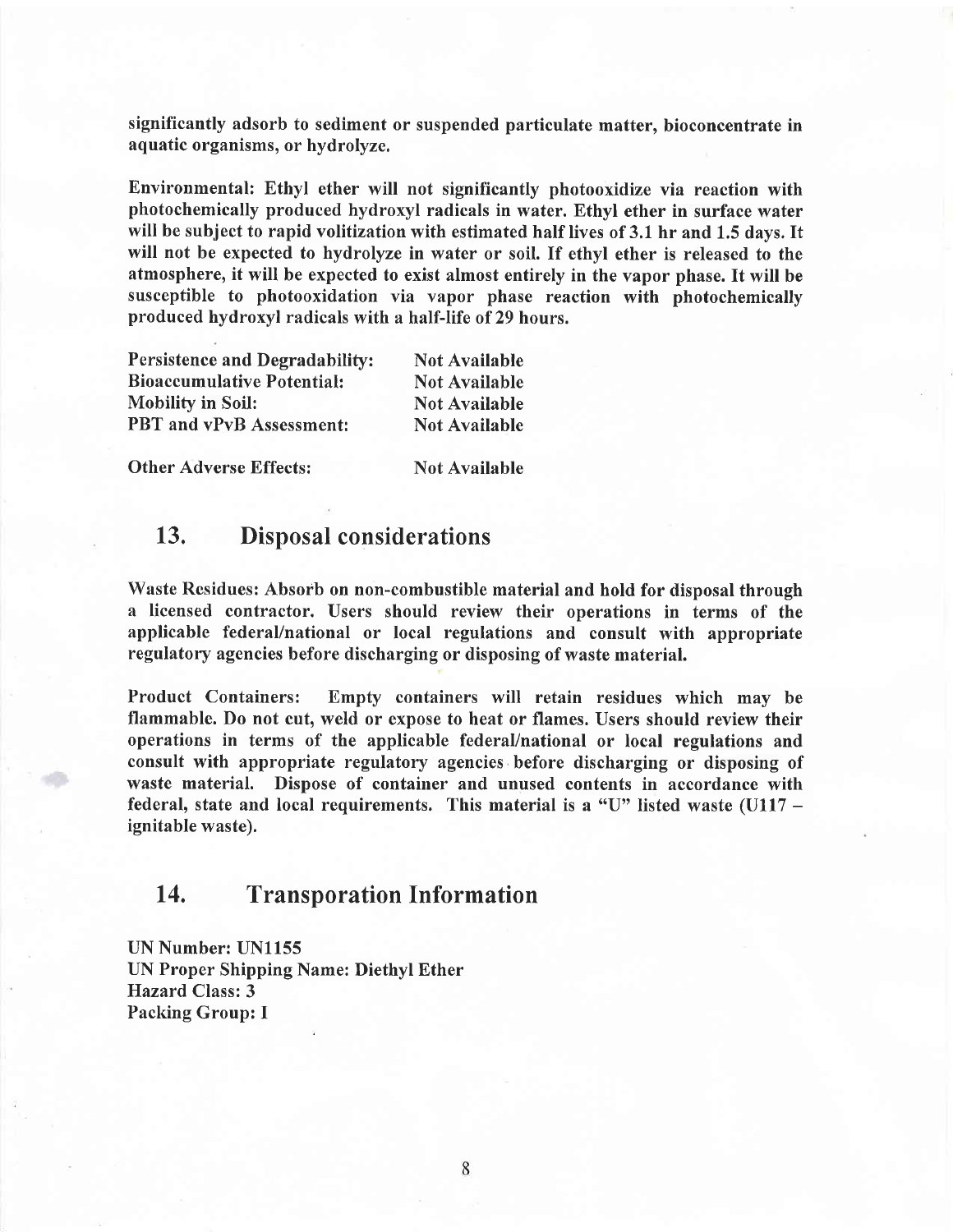significantly adsorb to sediment or suspended particulate matter, bioconcentrate in aquatic organisms, or hydrolyze.

Environmental: Ethyl ether will not significantly photooxidize via reaction with photochemically produced hydroxyl radicals in water. Ethyl ether in surface water will be subject to rapid volitization with estimated half lives of 3.1 hr and 1.5 days. It will not be expected to hydrolyze in water or soil. If ethyl ether is released to the atmosphere, it will be expected to exist almost entirely in the vapor phase. It will be susceptible to photooxidation via vapor phase reaction with photochemically produced hydroxyl radicals with a half-life of 29 hours.

| | |
|---|---|
| Persistence and Degradability: | Not Available |
| Bioaccumulative Potential: | Not Available |
| Mobility in Soil: | Not Available |
| PBT and vPvB Assessment: | Not Available |
| Other Adverse Effects: | Not Available |

## 13. Disposal considerations

Waste Residues: Absorb on non-combustible material and hold for disposal through a licensed contractor. Users should review their operations in terms of the applicable federal/national or local regulations and consult with appropriate regulatory agencies before discharging or disposing of waste material.

Product Containers: Empty containers will retain residues which may be flammable. Do not cut, weld or expose to heat or flames. Users should review their operations in terms of the applicable federal/national or local regulations and consult with appropriate regulatory agencies before discharging or disposing of waste material. Dispose of container and unused contents in accordance with federal, state and local requirements. This material is a "U" listed waste (U117 – ignitable waste).

## 14. Transporation Information

**UN Number: UN1155**
**UN Proper Shipping Name: Diethyl Ether**
**Hazard Class: 3**
**Packing Group: I**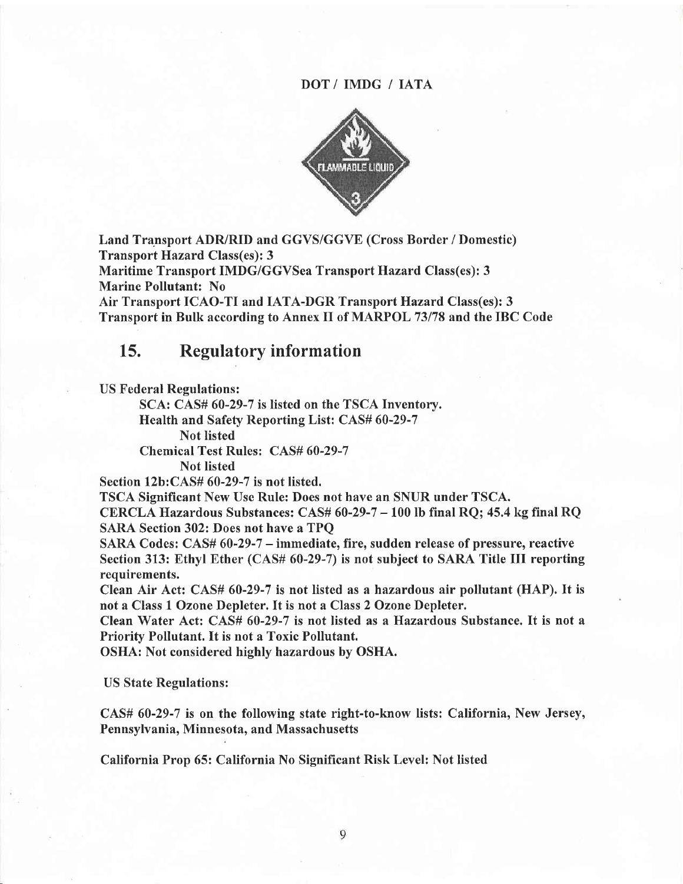DOT / IMDG / IATA

Land Transport ADR/RID and GGVS/GGVE (Cross Border / Domestic)
Transport Hazard Class(es): 3
Maritime Transport IMDG/GGVSea Transport Hazard Class(es): 3
Marine Pollutant: No
Air Transport ICAO-TI and IATA-DGR Transport Hazard Class(es): 3
Transport in Bulk according to Annex II of MARPOL 73/78 and the IBC Code

## 15. Regulatory information

US Federal Regulations:

SCA: CAS# 60-29-7 is listed on the TSCA Inventory.
Health and Safety Reporting List: CAS# 60-29-7
Not listed
Chemical Test Rules: CAS# 60-29-7
Not listed

Section 12b:CAS# 60-29-7 is not listed.
TSCA Significant New Use Rule: Does not have an SNUR under TSCA.
CERCLA Hazardous Substances: CAS# 60-29-7 – 100 lb final RQ; 45.4 kg final RQ
SARA Section 302: Does not have a TPQ
SARA Codes: CAS# 60-29-7 – immediate, fire, sudden release of pressure, reactive
Section 313: Ethyl Ether (CAS# 60-29-7) is not subject to SARA Title III reporting requirements.
Clean Air Act: CAS# 60-29-7 is not listed as a hazardous air pollutant (HAP). It is not a Class 1 Ozone Depleter. It is not a Class 2 Ozone Depleter.
Clean Water Act: CAS# 60-29-7 is not listed as a Hazardous Substance. It is not a Priority Pollutant. It is not a Toxic Pollutant.
OSHA: Not considered highly hazardous by OSHA.

US State Regulations:

CAS# 60-29-7 is on the following state right-to-know lists: California, New Jersey, Pennsylvania, Minnesota, and Massachusetts

California Prop 65: California No Significant Risk Level: Not listed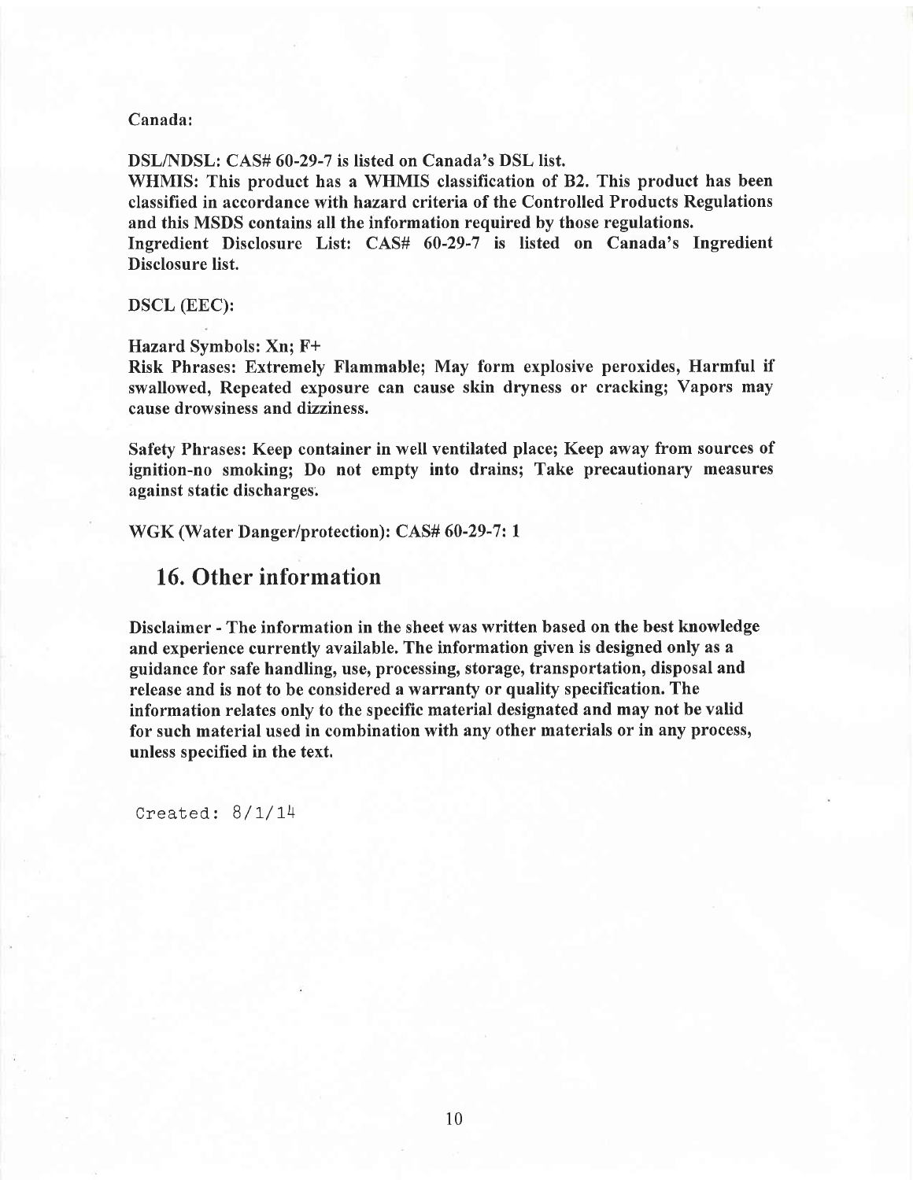**Canada:**

**DSL/NDSL: CAS# 60-29-7 is listed on Canada's DSL list.**
**WHMIS: This product has a WHMIS classification of B2. This product has been classified in accordance with hazard criteria of the Controlled Products Regulations and this MSDS contains all the information required by those regulations.**
**Ingredient Disclosure List: CAS# 60-29-7 is listed on Canada's Ingredient Disclosure list.**

**DSCL (EEC):**

**Hazard Symbols: Xn; F+**
**Risk Phrases: Extremely Flammable; May form explosive peroxides, Harmful if swallowed, Repeated exposure can cause skin dryness or cracking; Vapors may cause drowsiness and dizziness.**

**Safety Phrases: Keep container in well ventilated place; Keep away from sources of ignition-no smoking; Do not empty into drains; Take precautionary measures against static discharges.**

**WGK (Water Danger/protection): CAS# 60-29-7: 1**

## 16. Other information

**Disclaimer - The information in the sheet was written based on the best knowledge and experience currently available. The information given is designed only as a guidance for safe handling, use, processing, storage, transportation, disposal and release and is not to be considered a warranty or quality specification. The information relates only to the specific material designated and may not be valid for such material used in combination with any other materials or in any process, unless specified in the text.**

Created: 8/1/14